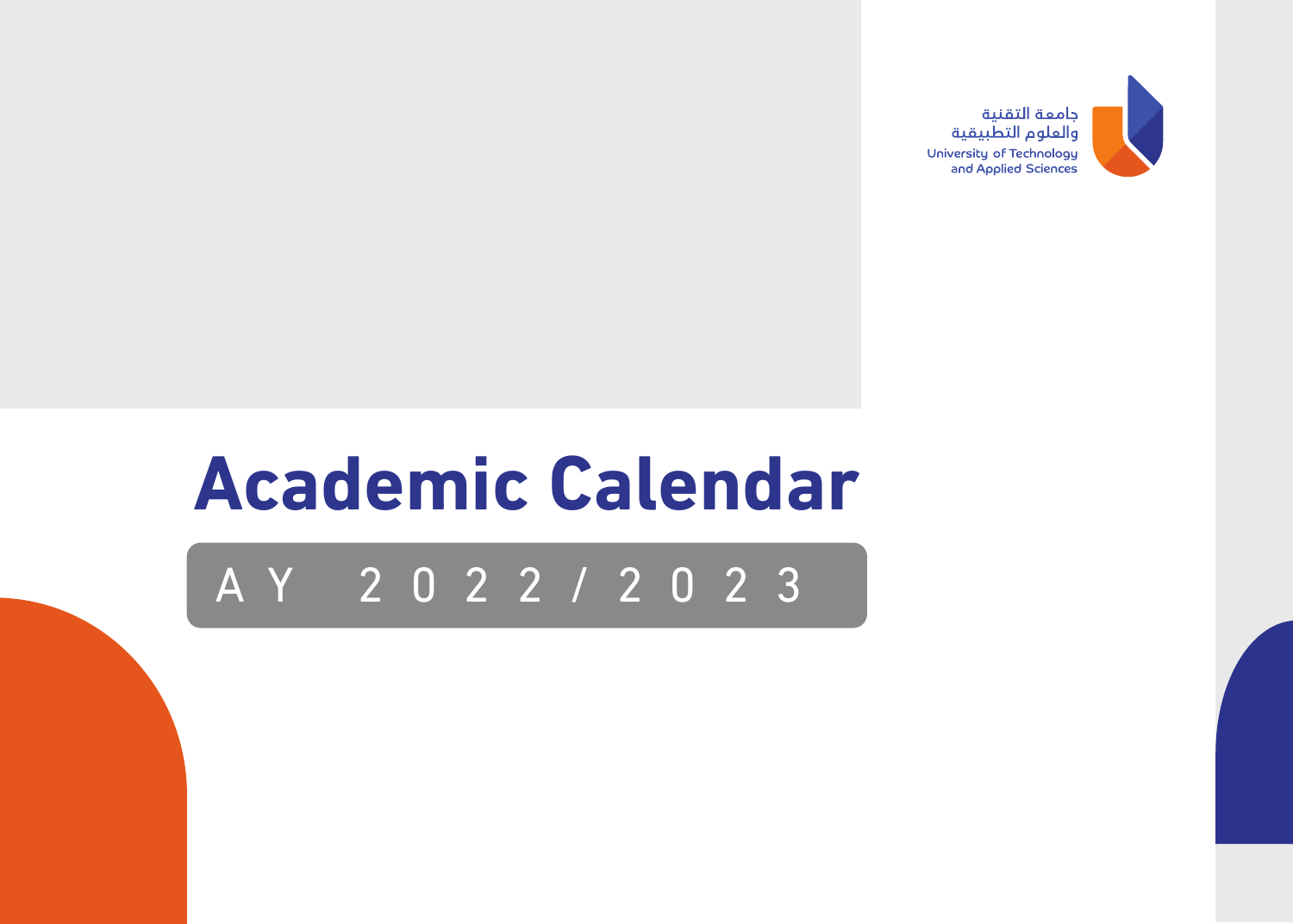جامعة التقنية
والعلوم التطبيقية

University of Technology
and Applied Sciences

# Academic Calendar

AY 2022/2023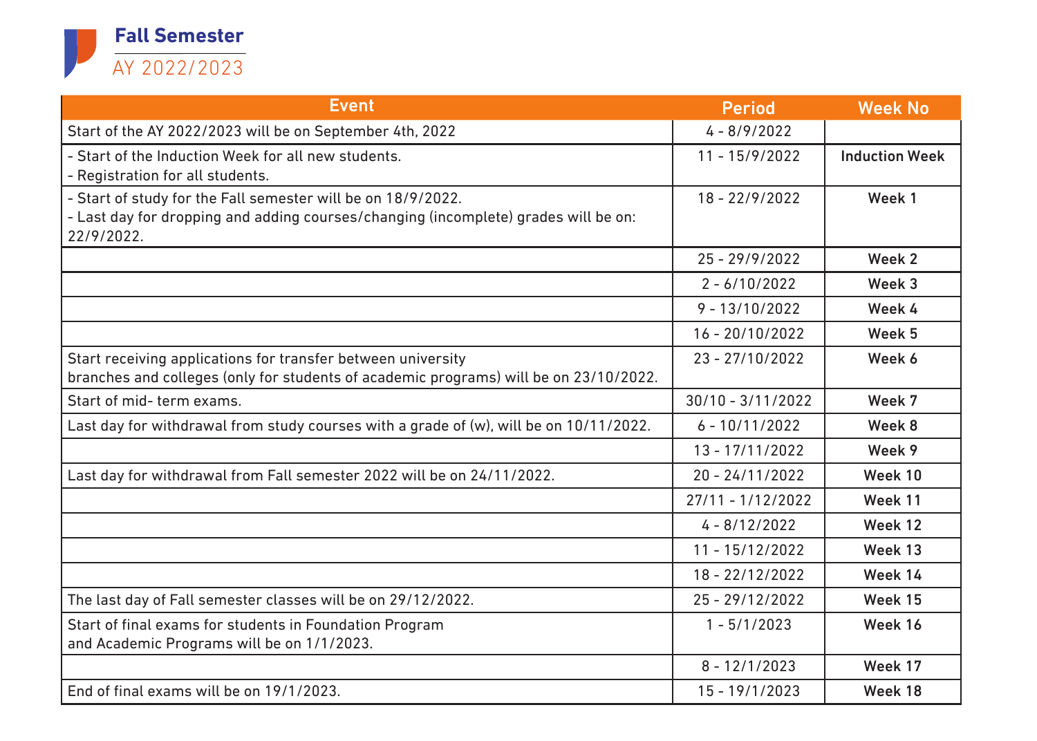# Fall Semester

## AY 2022/2023

| Event | Period | Week No |
|---|---|---|
| Start of the AY 2022/2023 will be on September 4th, 2022 | 4 - 8/9/2022 | |
| - Start of the Induction Week for all new students.<br>- Registration for all students. | 11 - 15/9/2022 | **Induction Week** |
| - Start of study for the Fall semester will be on 18/9/2022.<br>- Last day for dropping and adding courses/changing (incomplete) grades will be on: 22/9/2022. | 18 - 22/9/2022 | **Week 1** |
| | 25 - 29/9/2022 | **Week 2** |
| | 2 - 6/10/2022 | **Week 3** |
| | 9 - 13/10/2022 | **Week 4** |
| | 16 - 20/10/2022 | **Week 5** |
| Start receiving applications for transfer between university branches and colleges (only for students of academic programs) will be on 23/10/2022. | 23 - 27/10/2022 | **Week 6** |
| Start of mid- term exams. | 30/10 - 3/11/2022 | **Week 7** |
| Last day for withdrawal from study courses with a grade of (w), will be on 10/11/2022. | 6 - 10/11/2022 | **Week 8** |
| | 13 - 17/11/2022 | **Week 9** |
| Last day for withdrawal from Fall semester 2022 will be on 24/11/2022. | 20 - 24/11/2022 | **Week 10** |
| | 27/11 - 1/12/2022 | **Week 11** |
| | 4 - 8/12/2022 | **Week 12** |
| | 11 - 15/12/2022 | **Week 13** |
| | 18 - 22/12/2022 | **Week 14** |
| The last day of Fall semester classes will be on 29/12/2022. | 25 - 29/12/2022 | **Week 15** |
| Start of final exams for students in Foundation Program and Academic Programs will be on 1/1/2023. | 1 - 5/1/2023 | **Week 16** |
| | 8 - 12/1/2023 | **Week 17** |
| End of final exams will be on 19/1/2023. | 15 - 19/1/2023 | **Week 18** |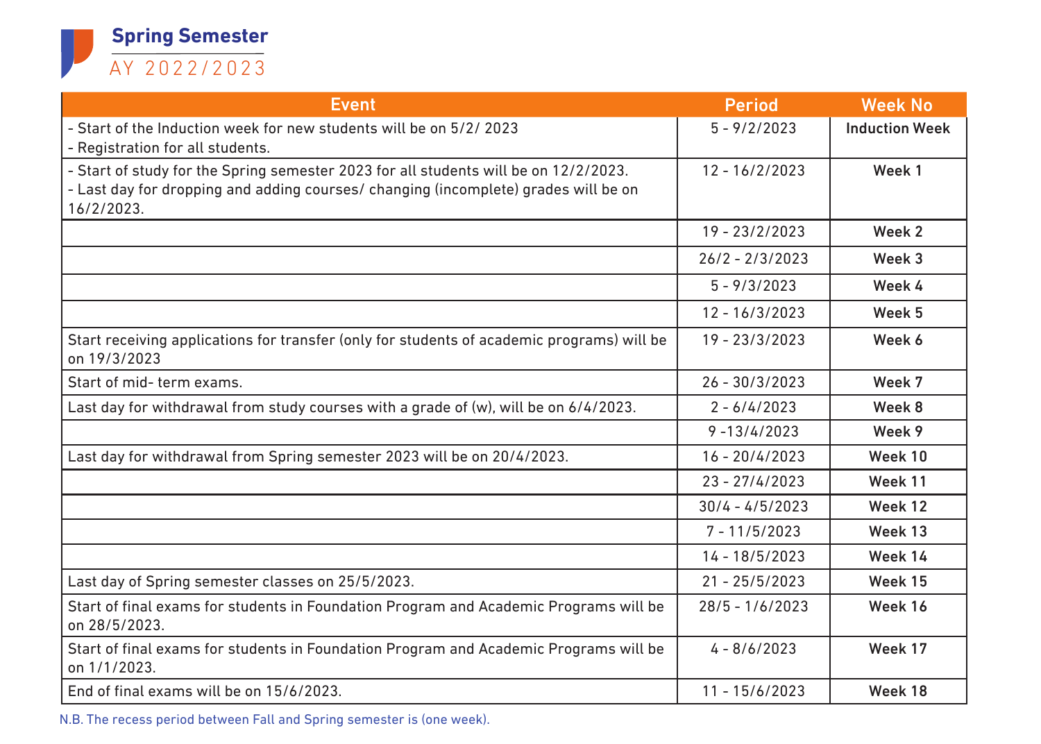# Spring Semester

## AY 2022/2023

| Event | Period | Week No |
|---|---|---|
| - Start of the Induction week for new students will be on 5/2/ 2023<br>- Registration for all students. | 5 - 9/2/2023 | **Induction Week** |
| - Start of study for the Spring semester 2023 for all students will be on 12/2/2023.<br>- Last day for dropping and adding courses/ changing (incomplete) grades will be on 16/2/2023. | 12 - 16/2/2023 | **Week 1** |
| | 19 - 23/2/2023 | **Week 2** |
| | 26/2 - 2/3/2023 | **Week 3** |
| | 5 - 9/3/2023 | **Week 4** |
| | 12 - 16/3/2023 | **Week 5** |
| Start receiving applications for transfer (only for students of academic programs) will be on 19/3/2023 | 19 - 23/3/2023 | **Week 6** |
| Start of mid- term exams. | 26 - 30/3/2023 | **Week 7** |
| Last day for withdrawal from study courses with a grade of (w), will be on 6/4/2023. | 2 - 6/4/2023 | **Week 8** |
| | 9 -13/4/2023 | **Week 9** |
| Last day for withdrawal from Spring semester 2023 will be on 20/4/2023. | 16 - 20/4/2023 | **Week 10** |
| | 23 - 27/4/2023 | **Week 11** |
| | 30/4 - 4/5/2023 | **Week 12** |
| | 7 - 11/5/2023 | **Week 13** |
| | 14 - 18/5/2023 | **Week 14** |
| Last day of Spring semester classes on 25/5/2023. | 21 - 25/5/2023 | **Week 15** |
| Start of final exams for students in Foundation Program and Academic Programs will be on 28/5/2023. | 28/5 - 1/6/2023 | **Week 16** |
| Start of final exams for students in Foundation Program and Academic Programs will be on 1/1/2023. | 4 - 8/6/2023 | **Week 17** |
| End of final exams will be on 15/6/2023. | 11 - 15/6/2023 | **Week 18** |

N.B. The recess period between Fall and Spring semester is (one week).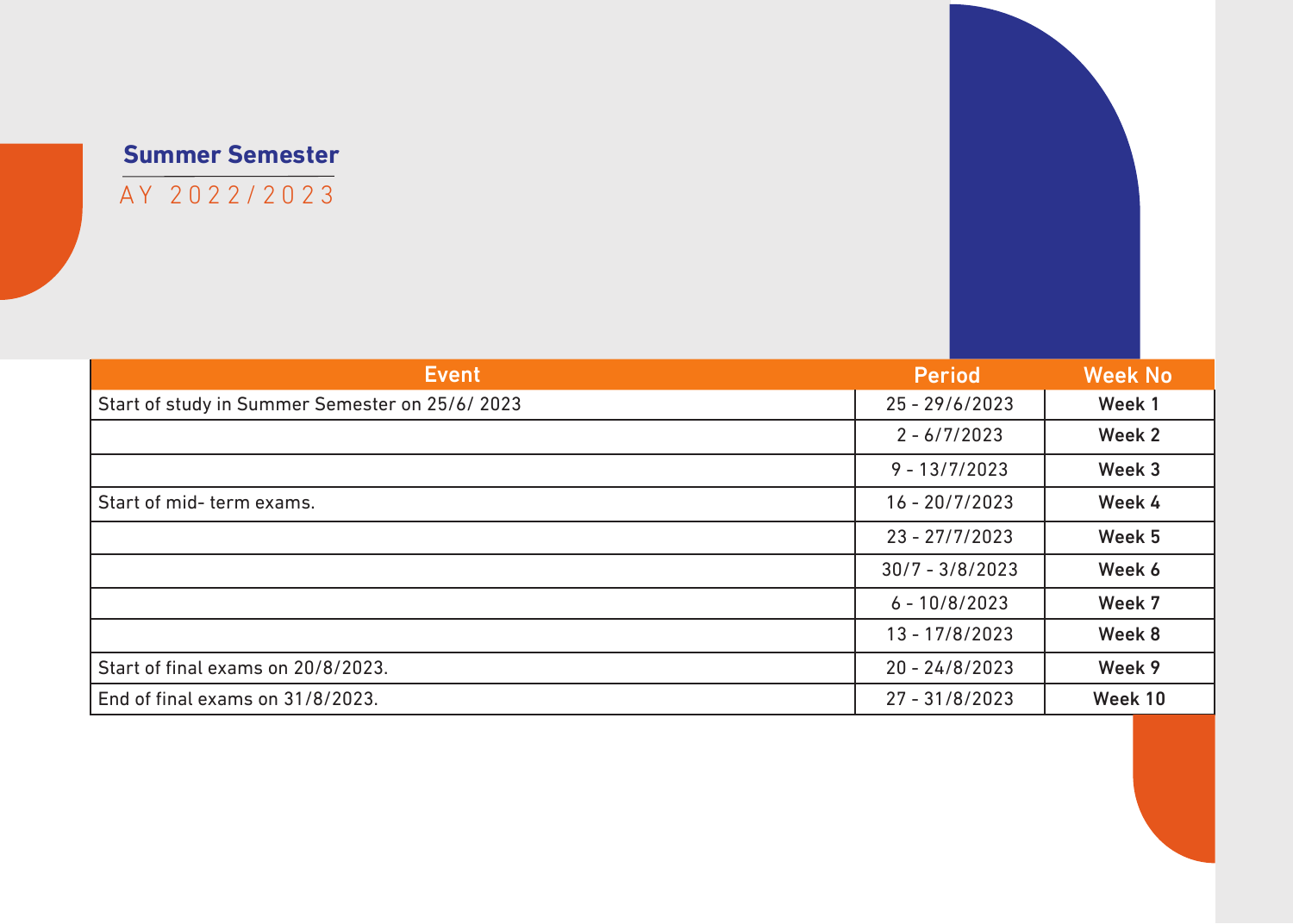## Summer Semester

AY 2022/2023

| Event | Period | Week No |
|---|---|---|
| Start of study in Summer Semester on 25/6/ 2023 | 25 - 29/6/2023 | Week 1 |
| | 2 - 6/7/2023 | Week 2 |
| | 9 - 13/7/2023 | Week 3 |
| Start of mid- term exams. | 16 - 20/7/2023 | Week 4 |
| | 23 - 27/7/2023 | Week 5 |
| | 30/7 - 3/8/2023 | Week 6 |
| | 6 - 10/8/2023 | Week 7 |
| | 13 - 17/8/2023 | Week 8 |
| Start of final exams on 20/8/2023. | 20 - 24/8/2023 | Week 9 |
| End of final exams on 31/8/2023. | 27 - 31/8/2023 | Week 10 |